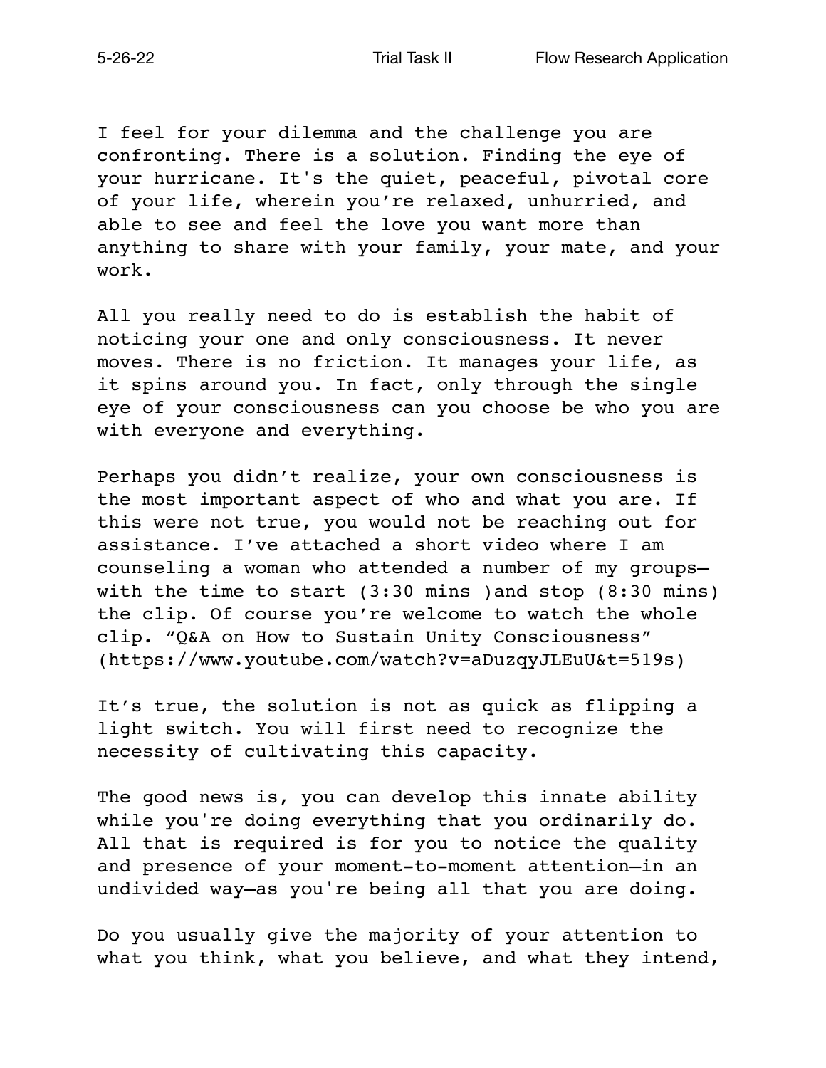I feel for your dilemma and the challenge you are confronting. There is a solution. Finding the eye of your hurricane. It's the quiet, peaceful, pivotal core of your life, wherein you're relaxed, unhurried, and able to see and feel the love you want more than anything to share with your family, your mate, and your work.

All you really need to do is establish the habit of noticing your one and only consciousness. It never moves. There is no friction. It manages your life, as it spins around you. In fact, only through the single eye of your consciousness can you choose be who you are with everyone and everything.

Perhaps you didn't realize, your own consciousness is the most important aspect of who and what you are. If this were not true, you would not be reaching out for assistance. I've attached a short video where I am counseling a woman who attended a number of my groups—with the time to start (3:30 mins )and stop (8:30 mins) the clip. Of course you're welcome to watch the whole clip. "Q&A on How to Sustain Unity Consciousness" (https://www.youtube.com/watch?v=aDuzqyJLEuU&t=519s)

It's true, the solution is not as quick as flipping a light switch. You will first need to recognize the necessity of cultivating this capacity.

The good news is, you can develop this innate ability while you're doing everything that you ordinarily do. All that is required is for you to notice the quality and presence of your moment-to-moment attention—in an undivided way—as you're being all that you are doing.

Do you usually give the majority of your attention to what you think, what you believe, and what they intend,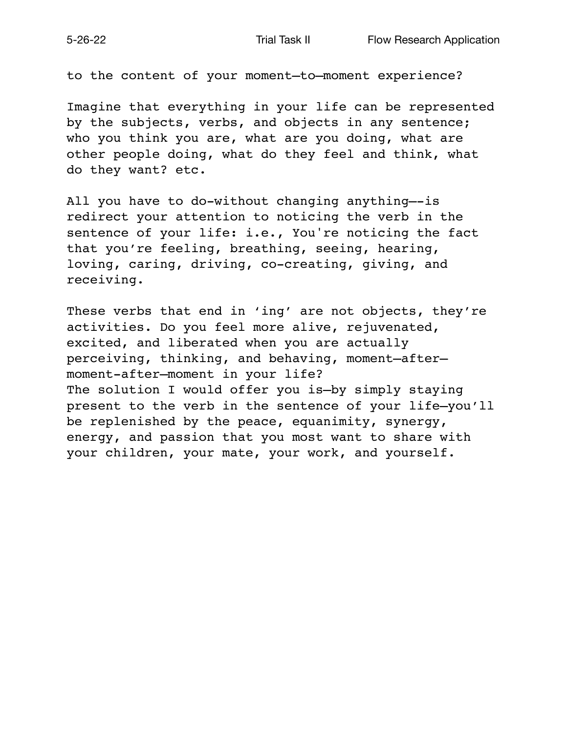to the content of your moment—to—moment experience?

Imagine that everything in your life can be represented by the subjects, verbs, and objects in any sentence; who you think you are, what are you doing, what are other people doing, what do they feel and think, what do they want? etc.

All you have to do-without changing anything—-is redirect your attention to noticing the verb in the sentence of your life: i.e., You're noticing the fact that you're feeling, breathing, seeing, hearing, loving, caring, driving, co-creating, giving, and receiving.

These verbs that end in 'ing' are not objects, they're activities. Do you feel more alive, rejuvenated, excited, and liberated when you are actually perceiving, thinking, and behaving, moment—after—moment-after—moment in your life?
The solution I would offer you is—by simply staying present to the verb in the sentence of your life—you'll be replenished by the peace, equanimity, synergy, energy, and passion that you most want to share with your children, your mate, your work, and yourself.